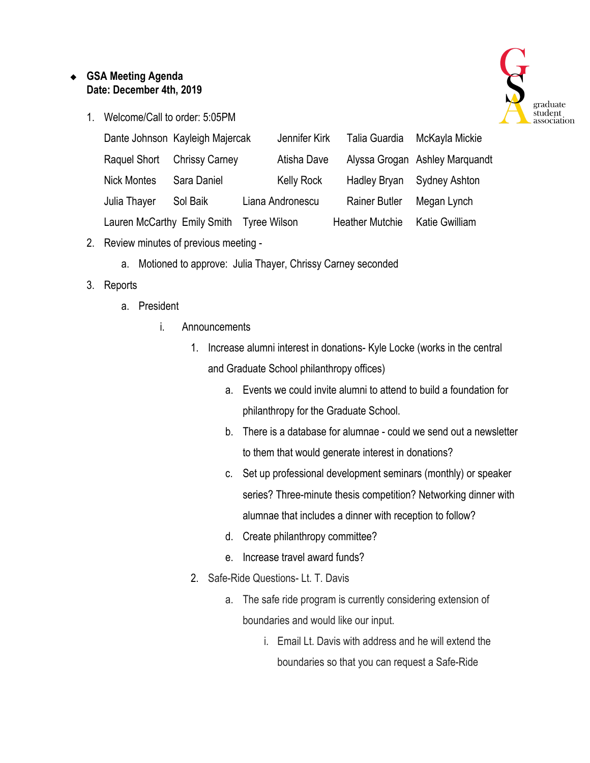- **GSA Meeting Agenda**
  **Date: December 4th, 2019**

1. Welcome/Call to order: 5:05PM

| | | | | |
|---|---|---|---|---|
| Dante Johnson | Kayleigh Majercak | Jennifer Kirk | Talia Guardia | McKayla Mickie |
| Raquel Short | Chrissy Carney | Atisha Dave | Alyssa Grogan | Ashley Marquandt |
| Nick Montes | Sara Daniel | Kelly Rock | Hadley Bryan | Sydney Ashton |
| Julia Thayer | Sol Baik | Liana Andronescu | Rainer Butler | Megan Lynch |
| Lauren McCarthy | Emily Smith | Tyree Wilson | Heather Mutchie | Katie Gwilliam |

2. Review minutes of previous meeting -
   a. Motioned to approve: Julia Thayer, Chrissy Carney seconded
3. Reports
   a. President
      i. Announcements
         1. Increase alumni interest in donations- Kyle Locke (works in the central and Graduate School philanthropy offices)
            a. Events we could invite alumni to attend to build a foundation for philanthropy for the Graduate School.
            b. There is a database for alumnae - could we send out a newsletter to them that would generate interest in donations?
            c. Set up professional development seminars (monthly) or speaker series? Three-minute thesis competition? Networking dinner with alumnae that includes a dinner with reception to follow?
            d. Create philanthropy committee?
            e. Increase travel award funds?
         2. Safe-Ride Questions- Lt. T. Davis
            a. The safe ride program is currently considering extension of boundaries and would like our input.
               i. Email Lt. Davis with address and he will extend the boundaries so that you can request a Safe-Ride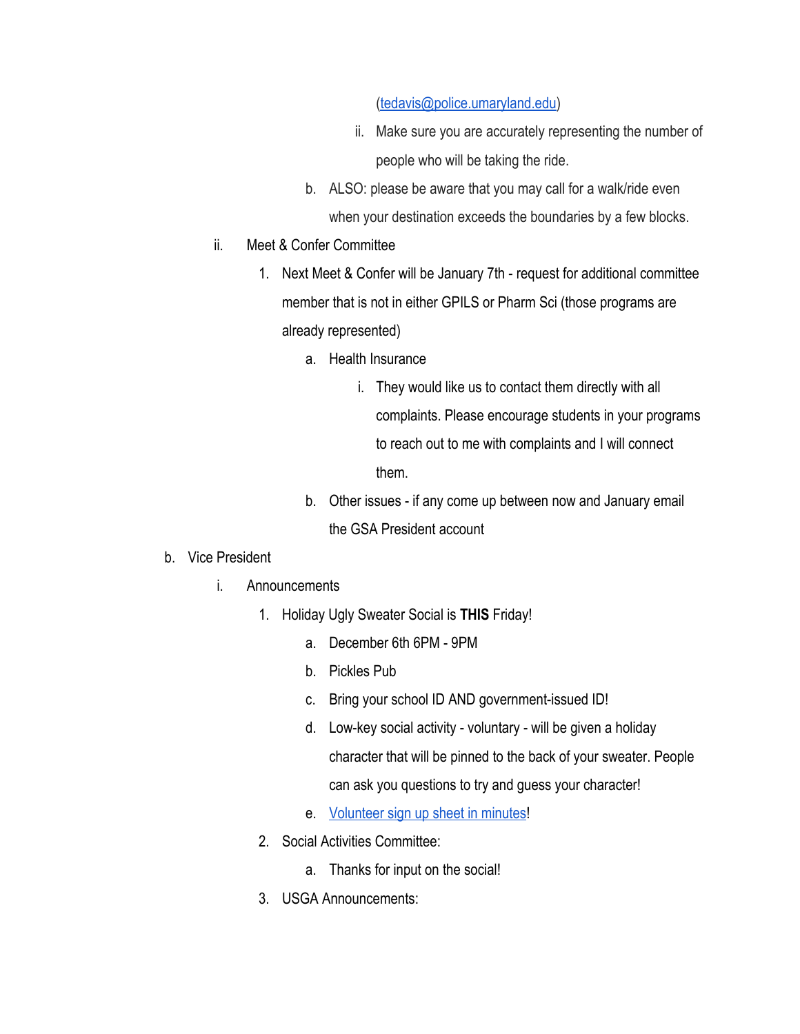(tedavis@police.umaryland.edu)

- ii. Make sure you are accurately representing the number of people who will be taking the ride.

b. ALSO: please be aware that you may call for a walk/ride even when your destination exceeds the boundaries by a few blocks.

ii. Meet & Confer Committee

1. Next Meet & Confer will be January 7th - request for additional committee member that is not in either GPILS or Pharm Sci (those programs are already represented)
   - a. Health Insurance
     - i. They would like us to contact them directly with all complaints. Please encourage students in your programs to reach out to me with complaints and I will connect them.
   - b. Other issues - if any come up between now and January email the GSA President account

b. Vice President

i. Announcements

1. Holiday Ugly Sweater Social is **THIS** Friday!
   - a. December 6th 6PM - 9PM
   - b. Pickles Pub
   - c. Bring your school ID AND government-issued ID!
   - d. Low-key social activity - voluntary - will be given a holiday character that will be pinned to the back of your sweater. People can ask you questions to try and guess your character!
   - e. Volunteer sign up sheet in minutes!
2. Social Activities Committee:
   - a. Thanks for input on the social!
3. USGA Announcements: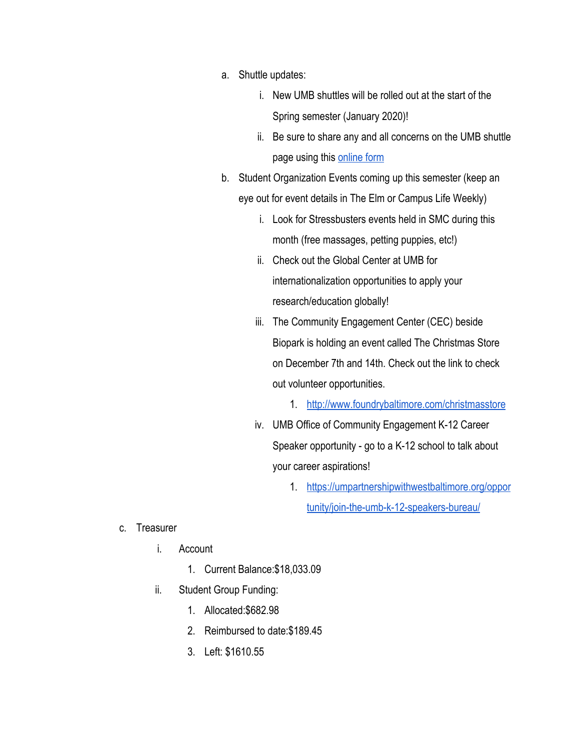a. Shuttle updates:
    i. New UMB shuttles will be rolled out at the start of the Spring semester (January 2020)!
    ii. Be sure to share any and all concerns on the UMB shuttle page using this online form
b. Student Organization Events coming up this semester (keep an eye out for event details in The Elm or Campus Life Weekly)
    i. Look for Stressbusters events held in SMC during this month (free massages, petting puppies, etc!)
    ii. Check out the Global Center at UMB for internationalization opportunities to apply your research/education globally!
    iii. The Community Engagement Center (CEC) beside Biopark is holding an event called The Christmas Store on December 7th and 14th. Check out the link to check out volunteer opportunities.
        1. http://www.foundrybaltimore.com/christmasstore
    iv. UMB Office of Community Engagement K-12 Career Speaker opportunity - go to a K-12 school to talk about your career aspirations!
        1. https://umpartnershipwithwestbaltimore.org/opportunity/join-the-umb-k-12-speakers-bureau/

c. Treasurer
    i. Account
        1. Current Balance:$18,033.09
    ii. Student Group Funding:
        1. Allocated:$682.98
        2. Reimbursed to date:$189.45
        3. Left: $1610.55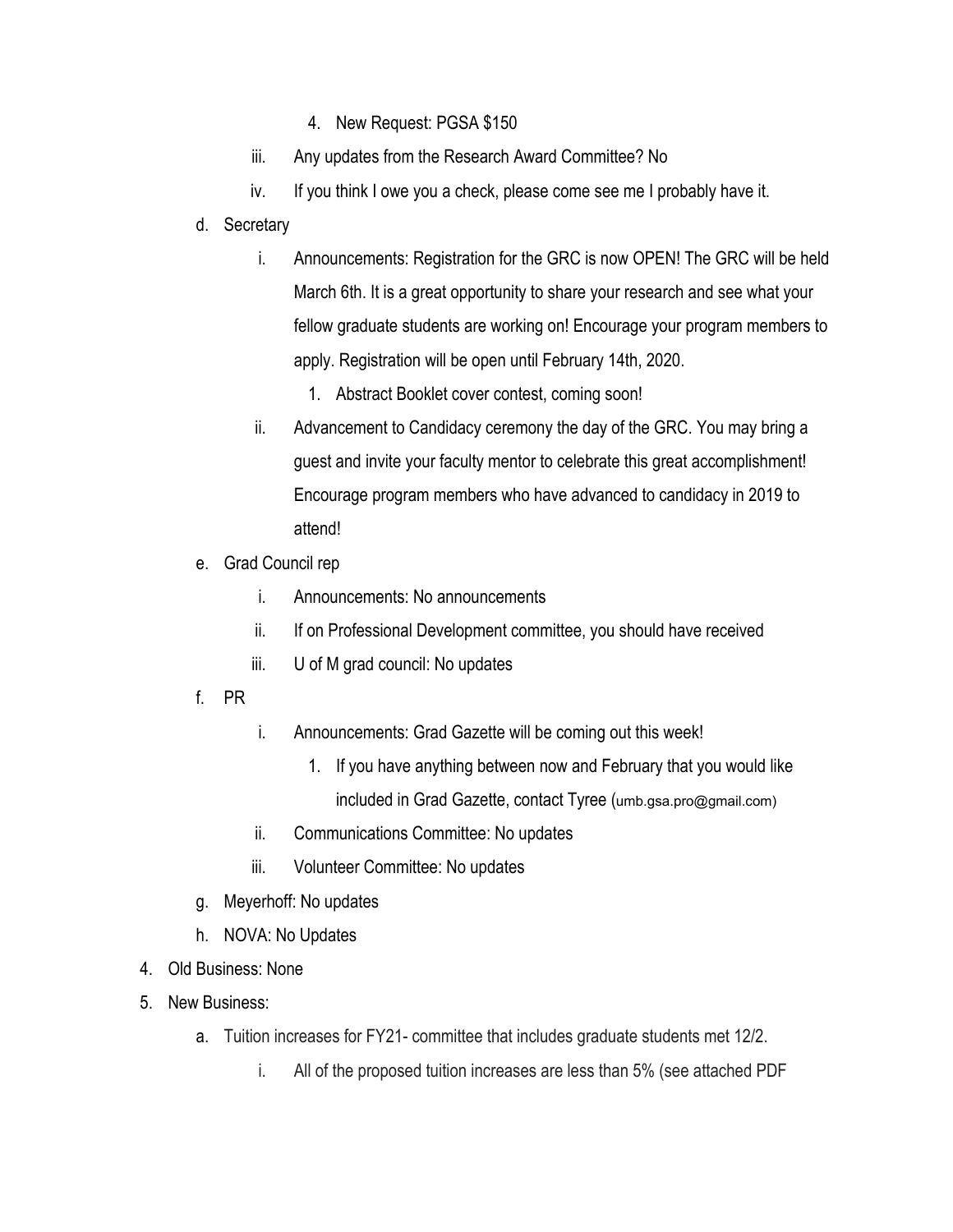4. New Request: PGSA $150

      iii. Any updates from the Research Award Committee? No

      iv. If you think I owe you a check, please come see me I probably have it.

   d. Secretary

      i. Announcements: Registration for the GRC is now OPEN! The GRC will be held March 6th. It is a great opportunity to share your research and see what your fellow graduate students are working on! Encourage your program members to apply. Registration will be open until February 14th, 2020.

         1. Abstract Booklet cover contest, coming soon!

      ii. Advancement to Candidacy ceremony the day of the GRC. You may bring a guest and invite your faculty mentor to celebrate this great accomplishment! Encourage program members who have advanced to candidacy in 2019 to attend!

   e. Grad Council rep

      i. Announcements: No announcements

      ii. If on Professional Development committee, you should have received

      iii. U of M grad council: No updates

   f. PR

      i. Announcements: Grad Gazette will be coming out this week!

         1. If you have anything between now and February that you would like included in Grad Gazette, contact Tyree (umb.gsa.pro@gmail.com)

      ii. Communications Committee: No updates

      iii. Volunteer Committee: No updates

   g. Meyerhoff: No updates

   h. NOVA: No Updates

4. Old Business: None

5. New Business:

   a. Tuition increases for FY21- committee that includes graduate students met 12/2.

      i. All of the proposed tuition increases are less than 5% (see attached PDF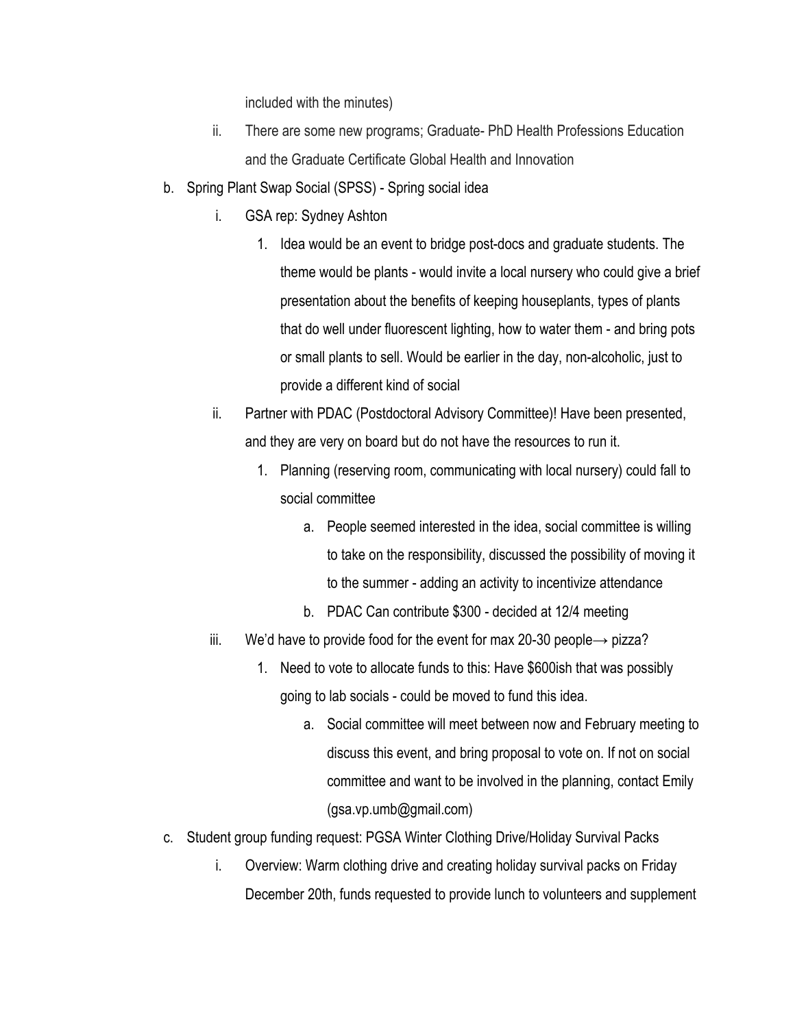included with the minutes)

ii. There are some new programs; Graduate- PhD Health Professions Education and the Graduate Certificate Global Health and Innovation

b. Spring Plant Swap Social (SPSS) - Spring social idea

   i. GSA rep: Sydney Ashton

      1. Idea would be an event to bridge post-docs and graduate students. The theme would be plants - would invite a local nursery who could give a brief presentation about the benefits of keeping houseplants, types of plants that do well under fluorescent lighting, how to water them - and bring pots or small plants to sell. Would be earlier in the day, non-alcoholic, just to provide a different kind of social

   ii. Partner with PDAC (Postdoctoral Advisory Committee)! Have been presented, and they are very on board but do not have the resources to run it.

      1. Planning (reserving room, communicating with local nursery) could fall to social committee

         a. People seemed interested in the idea, social committee is willing to take on the responsibility, discussed the possibility of moving it to the summer - adding an activity to incentivize attendance

         b. PDAC Can contribute $300 - decided at 12/4 meeting

   iii. We'd have to provide food for the event for max 20-30 people→ pizza?

      1. Need to vote to allocate funds to this: Have $600ish that was possibly going to lab socials - could be moved to fund this idea.

         a. Social committee will meet between now and February meeting to discuss this event, and bring proposal to vote on. If not on social committee and want to be involved in the planning, contact Emily (gsa.vp.umb@gmail.com)

c. Student group funding request: PGSA Winter Clothing Drive/Holiday Survival Packs

   i. Overview: Warm clothing drive and creating holiday survival packs on Friday December 20th, funds requested to provide lunch to volunteers and supplement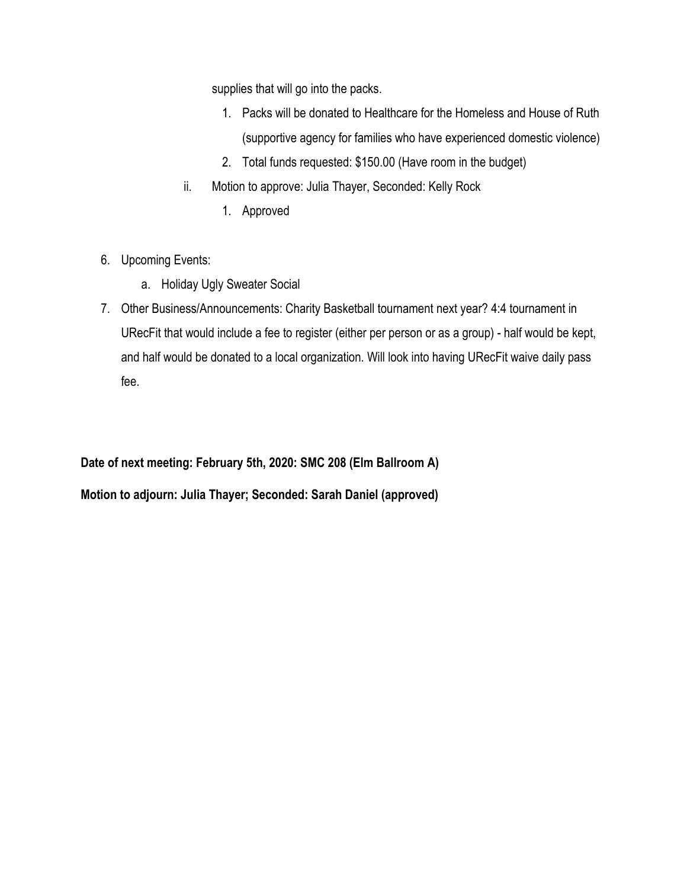supplies that will go into the packs.

1. Packs will be donated to Healthcare for the Homeless and House of Ruth (supportive agency for families who have experienced domestic violence)
2. Total funds requested: $150.00 (Have room in the budget)

ii. Motion to approve: Julia Thayer, Seconded: Kelly Rock

1. Approved

6. Upcoming Events:
   a. Holiday Ugly Sweater Social
7. Other Business/Announcements: Charity Basketball tournament next year? 4:4 tournament in URecFit that would include a fee to register (either per person or as a group) - half would be kept, and half would be donated to a local organization. Will look into having URecFit waive daily pass fee.

**Date of next meeting: February 5th, 2020: SMC 208 (Elm Ballroom A)**

**Motion to adjourn: Julia Thayer; Seconded: Sarah Daniel (approved)**